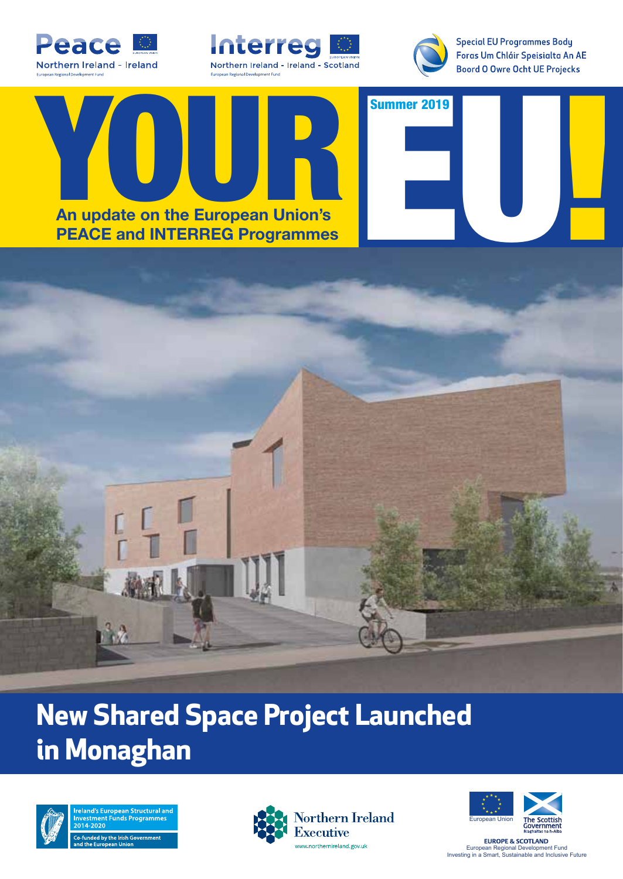Peace
Northern Ireland - Ireland
European Regional Development Fund

Interreg
Northern Ireland - Ireland - Scotland
European Regional Development Fund

Special EU Programmes Body
Foras Um Chláir Speisialta An AE
Boord O Owre Ocht UE Projecks

# YOUR EU!

Summer 2019

**An update on the European Union's PEACE and INTERREG Programmes**

## New Shared Space Project Launched in Monaghan

Ireland's European Structural and Investment Funds Programmes 2014-2020
Co-funded by the Irish Government and the European Union

Northern Ireland Executive
www.northernireland.gov.uk

European Union
The Scottish Government
Riaghaltas na h-Alba

**EUROPE & SCOTLAND**
European Regional Development Fund
Investing in a Smart, Sustainable and Inclusive Future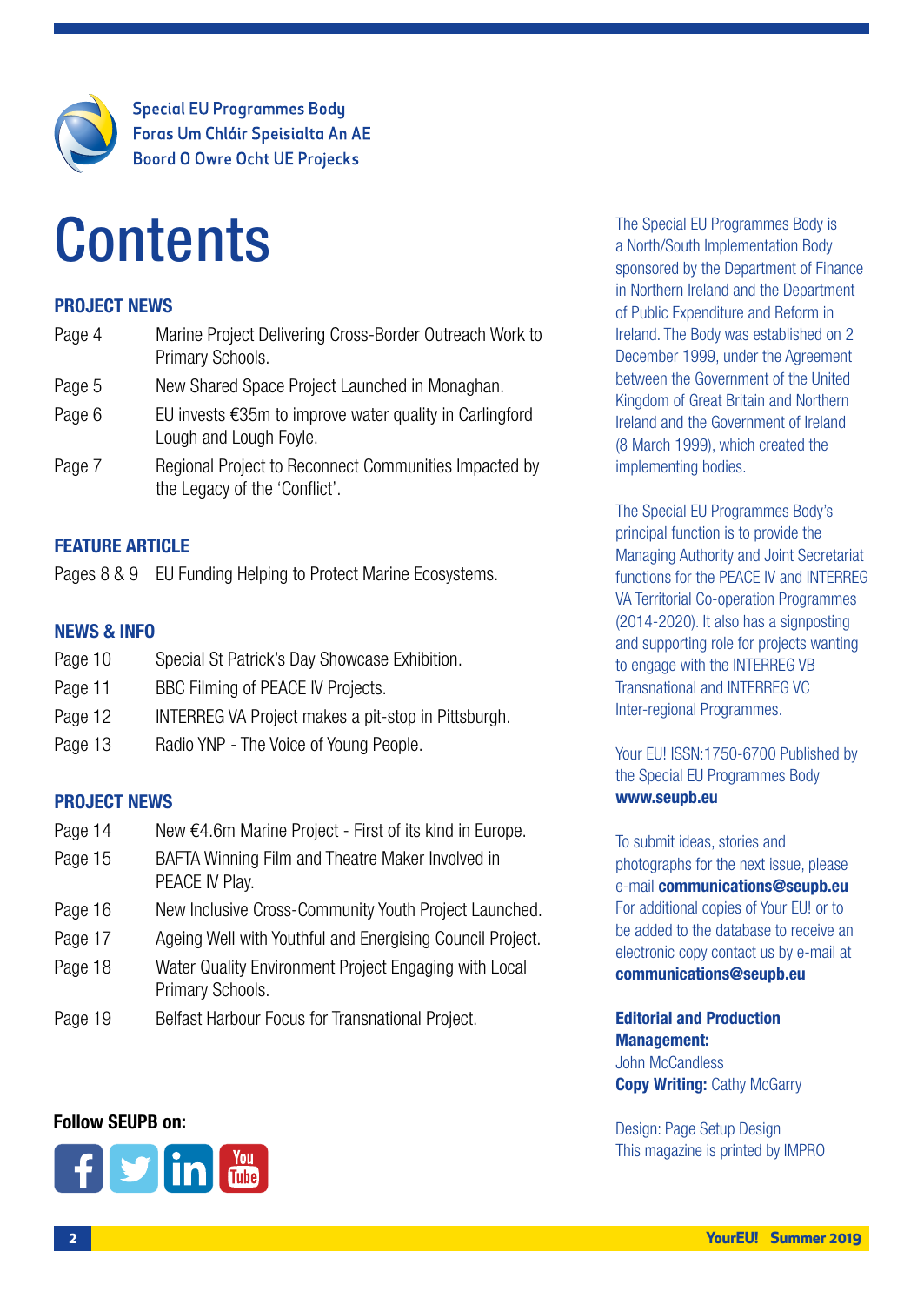Special EU Programmes Body
Foras Um Chláir Speisialta An AE
Boord O Owre Ocht UE Projecks

# Contents

## PROJECT NEWS

| | |
|---|---|
| Page 4 | Marine Project Delivering Cross-Border Outreach Work to Primary Schools. |
| Page 5 | New Shared Space Project Launched in Monaghan. |
| Page 6 | EU invests €35m to improve water quality in Carlingford Lough and Lough Foyle. |
| Page 7 | Regional Project to Reconnect Communities Impacted by the Legacy of the 'Conflict'. |

## FEATURE ARTICLE

| | |
|---|---|
| Pages 8 & 9 | EU Funding Helping to Protect Marine Ecosystems. |

## NEWS & INFO

| | |
|---|---|
| Page 10 | Special St Patrick's Day Showcase Exhibition. |
| Page 11 | BBC Filming of PEACE IV Projects. |
| Page 12 | INTERREG VA Project makes a pit-stop in Pittsburgh. |
| Page 13 | Radio YNP - The Voice of Young People. |

## PROJECT NEWS

| | |
|---|---|
| Page 14 | New €4.6m Marine Project - First of its kind in Europe. |
| Page 15 | BAFTA Winning Film and Theatre Maker Involved in PEACE IV Play. |
| Page 16 | New Inclusive Cross-Community Youth Project Launched. |
| Page 17 | Ageing Well with Youthful and Energising Council Project. |
| Page 18 | Water Quality Environment Project Engaging with Local Primary Schools. |
| Page 19 | Belfast Harbour Focus for Transnational Project. |

**Follow SEUPB on:**

The Special EU Programmes Body is a North/South Implementation Body sponsored by the Department of Finance in Northern Ireland and the Department of Public Expenditure and Reform in Ireland. The Body was established on 2 December 1999, under the Agreement between the Government of the United Kingdom of Great Britain and Northern Ireland and the Government of Ireland (8 March 1999), which created the implementing bodies.

The Special EU Programmes Body's principal function is to provide the Managing Authority and Joint Secretariat functions for the PEACE IV and INTERREG VA Territorial Co-operation Programmes (2014-2020). It also has a signposting and supporting role for projects wanting to engage with the INTERREG VB Transnational and INTERREG VC Inter-regional Programmes.

Your EU! ISSN:1750-6700 Published by the Special EU Programmes Body
**www.seupb.eu**

To submit ideas, stories and photographs for the next issue, please e-mail **communications@seupb.eu**
For additional copies of Your EU! or to be added to the database to receive an electronic copy contact us by e-mail at **communications@seupb.eu**

**Editorial and Production Management:**
John McCandless
**Copy Writing:** Cathy McGarry

Design: Page Setup Design
This magazine is printed by IMPRO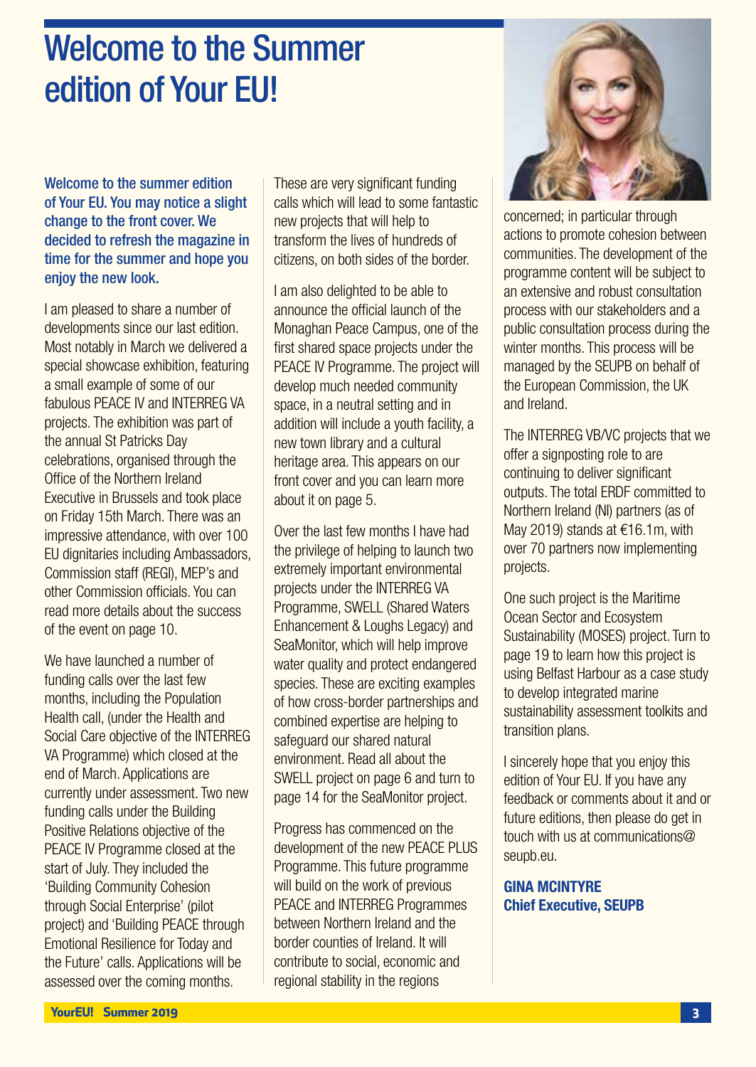# Welcome to the Summer edition of Your EU!

**Welcome to the summer edition of Your EU. You may notice a slight change to the front cover. We decided to refresh the magazine in time for the summer and hope you enjoy the new look.**

I am pleased to share a number of developments since our last edition. Most notably in March we delivered a special showcase exhibition, featuring a small example of some of our fabulous PEACE IV and INTERREG VA projects. The exhibition was part of the annual St Patricks Day celebrations, organised through the Office of the Northern Ireland Executive in Brussels and took place on Friday 15th March. There was an impressive attendance, with over 100 EU dignitaries including Ambassadors, Commission staff (REGI), MEP's and other Commission officials. You can read more details about the success of the event on page 10.

We have launched a number of funding calls over the last few months, including the Population Health call, (under the Health and Social Care objective of the INTERREG VA Programme) which closed at the end of March. Applications are currently under assessment. Two new funding calls under the Building Positive Relations objective of the PEACE IV Programme closed at the start of July. They included the 'Building Community Cohesion through Social Enterprise' (pilot project) and 'Building PEACE through Emotional Resilience for Today and the Future' calls. Applications will be assessed over the coming months.

These are very significant funding calls which will lead to some fantastic new projects that will help to transform the lives of hundreds of citizens, on both sides of the border.

I am also delighted to be able to announce the official launch of the Monaghan Peace Campus, one of the first shared space projects under the PEACE IV Programme. The project will develop much needed community space, in a neutral setting and in addition will include a youth facility, a new town library and a cultural heritage area. This appears on our front cover and you can learn more about it on page 5.

Over the last few months I have had the privilege of helping to launch two extremely important environmental projects under the INTERREG VA Programme, SWELL (Shared Waters Enhancement & Loughs Legacy) and SeaMonitor, which will help improve water quality and protect endangered species. These are exciting examples of how cross-border partnerships and combined expertise are helping to safeguard our shared natural environment. Read all about the SWELL project on page 6 and turn to page 14 for the SeaMonitor project.

Progress has commenced on the development of the new PEACE PLUS Programme. This future programme will build on the work of previous PEACE and INTERREG Programmes between Northern Ireland and the border counties of Ireland. It will contribute to social, economic and regional stability in the regions concerned; in particular through actions to promote cohesion between communities. The development of the programme content will be subject to an extensive and robust consultation process with our stakeholders and a public consultation process during the winter months. This process will be managed by the SEUPB on behalf of the European Commission, the UK and Ireland.

The INTERREG VB/VC projects that we offer a signposting role to are continuing to deliver significant outputs. The total ERDF committed to Northern Ireland (NI) partners (as of May 2019) stands at €16.1m, with over 70 partners now implementing projects.

One such project is the Maritime Ocean Sector and Ecosystem Sustainability (MOSES) project. Turn to page 19 to learn how this project is using Belfast Harbour as a case study to develop integrated marine sustainability assessment toolkits and transition plans.

I sincerely hope that you enjoy this edition of Your EU. If you have any feedback or comments about it and or future editions, then please do get in touch with us at communications@seupb.eu.

**GINA MCINTYRE**
**Chief Executive, SEUPB**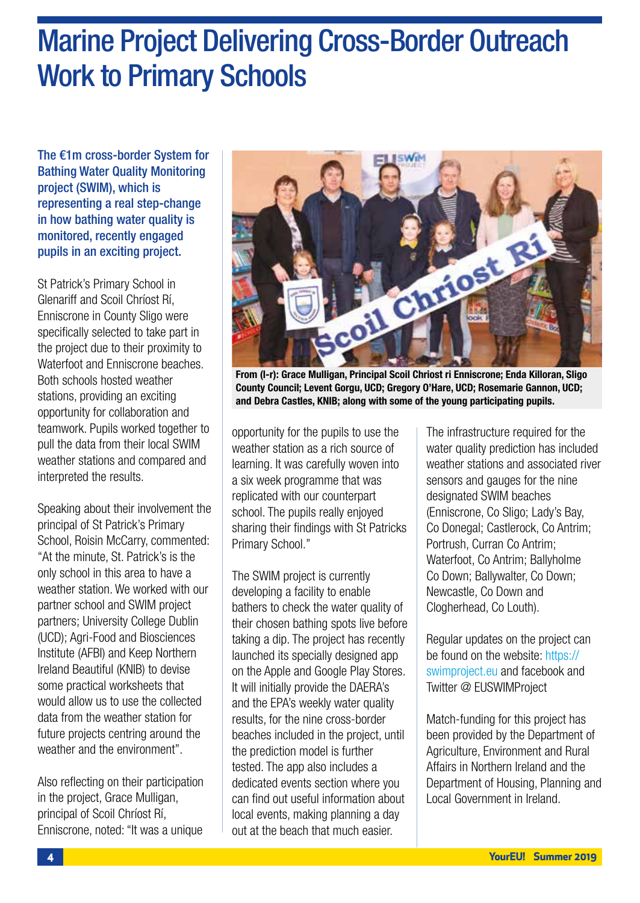# Marine Project Delivering Cross-Border Outreach Work to Primary Schools

**The €1m cross-border System for Bathing Water Quality Monitoring project (SWIM), which is representing a real step-change in how bathing water quality is monitored, recently engaged pupils in an exciting project.**

St Patrick's Primary School in Glenariff and Scoil Chríost Rí, Enniscrone in County Sligo were specifically selected to take part in the project due to their proximity to Waterfoot and Enniscrone beaches. Both schools hosted weather stations, providing an exciting opportunity for collaboration and teamwork. Pupils worked together to pull the data from their local SWIM weather stations and compared and interpreted the results.

Speaking about their involvement the principal of St Patrick's Primary School, Roisin McCarry, commented: "At the minute, St. Patrick's is the only school in this area to have a weather station. We worked with our partner school and SWIM project partners; University College Dublin (UCD); Agri-Food and Biosciences Institute (AFBI) and Keep Northern Ireland Beautiful (KNIB) to devise some practical worksheets that would allow us to use the collected data from the weather station for future projects centring around the weather and the environment".

Also reflecting on their participation in the project, Grace Mulligan, principal of Scoil Chríost Rí, Enniscrone, noted: "It was a unique opportunity for the pupils to use the weather station as a rich source of learning. It was carefully woven into a six week programme that was replicated with our counterpart school. The pupils really enjoyed sharing their findings with St Patricks Primary School."

**From (l-r): Grace Mulligan, Principal Scoil Chriost ri Enniscrone; Enda Killoran, Sligo County Council; Levent Gorgu, UCD; Gregory O'Hare, UCD; Rosemarie Gannon, UCD; and Debra Castles, KNIB; along with some of the young participating pupils.**

The SWIM project is currently developing a facility to enable bathers to check the water quality of their chosen bathing spots live before taking a dip. The project has recently launched its specially designed app on the Apple and Google Play Stores. It will initially provide the DAERA's and the EPA's weekly water quality results, for the nine cross-border beaches included in the project, until the prediction model is further tested. The app also includes a dedicated events section where you can find out useful information about local events, making planning a day out at the beach that much easier.

The infrastructure required for the water quality prediction has included weather stations and associated river sensors and gauges for the nine designated SWIM beaches (Enniscrone, Co Sligo; Lady's Bay, Co Donegal; Castlerock, Co Antrim; Portrush, Curran Co Antrim; Waterfoot, Co Antrim; Ballyholme Co Down; Ballywalter, Co Down; Newcastle, Co Down and Clogherhead, Co Louth).

Regular updates on the project can be found on the website: https://swimproject.eu and facebook and Twitter @ EUSWIMProject

Match-funding for this project has been provided by the Department of Agriculture, Environment and Rural Affairs in Northern Ireland and the Department of Housing, Planning and Local Government in Ireland.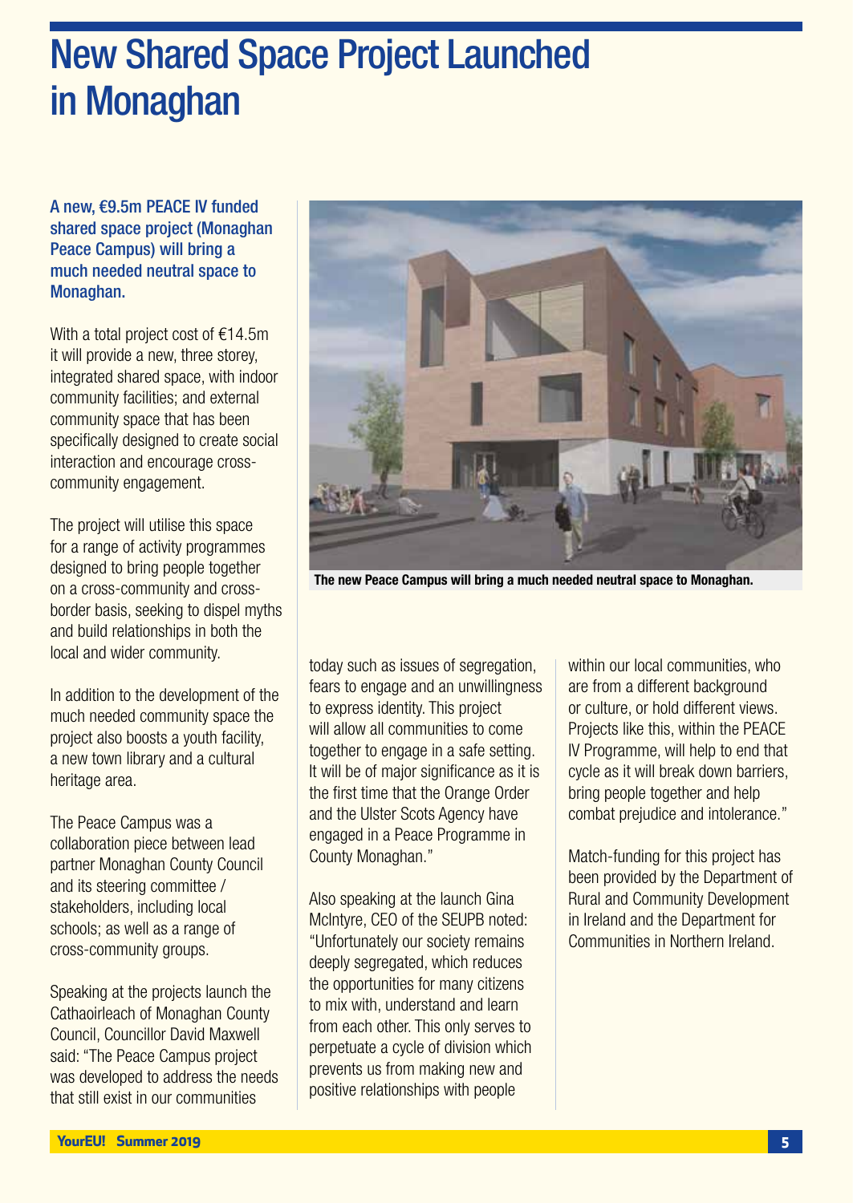# New Shared Space Project Launched in Monaghan

**A new, €9.5m PEACE IV funded shared space project (Monaghan Peace Campus) will bring a much needed neutral space to Monaghan.**

With a total project cost of €14.5m it will provide a new, three storey, integrated shared space, with indoor community facilities; and external community space that has been specifically designed to create social interaction and encourage cross-community engagement.

The project will utilise this space for a range of activity programmes designed to bring people together on a cross-community and cross-border basis, seeking to dispel myths and build relationships in both the local and wider community.

In addition to the development of the much needed community space the project also boosts a youth facility, a new town library and a cultural heritage area.

The Peace Campus was a collaboration piece between lead partner Monaghan County Council and its steering committee / stakeholders, including local schools; as well as a range of cross-community groups.

**The new Peace Campus will bring a much needed neutral space to Monaghan.**

Speaking at the projects launch the Cathaoirleach of Monaghan County Council, Councillor David Maxwell said: "The Peace Campus project was developed to address the needs that still exist in our communities today such as issues of segregation, fears to engage and an unwillingness to express identity. This project will allow all communities to come together to engage in a safe setting. It will be of major significance as it is the first time that the Orange Order and the Ulster Scots Agency have engaged in a Peace Programme in County Monaghan."

Also speaking at the launch Gina McIntyre, CEO of the SEUPB noted: "Unfortunately our society remains deeply segregated, which reduces the opportunities for many citizens to mix with, understand and learn from each other. This only serves to perpetuate a cycle of division which prevents us from making new and positive relationships with people within our local communities, who are from a different background or culture, or hold different views. Projects like this, within the PEACE IV Programme, will help to end that cycle as it will break down barriers, bring people together and help combat prejudice and intolerance."

Match-funding for this project has been provided by the Department of Rural and Community Development in Ireland and the Department for Communities in Northern Ireland.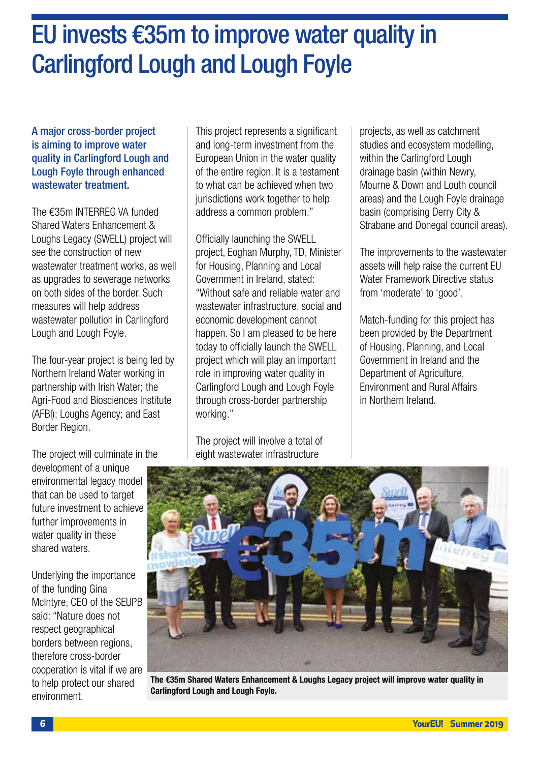# EU invests €35m to improve water quality in Carlingford Lough and Lough Foyle

**A major cross-border project is aiming to improve water quality in Carlingford Lough and Lough Foyle through enhanced wastewater treatment.**

The €35m INTERREG VA funded Shared Waters Enhancement & Loughs Legacy (SWELL) project will see the construction of new wastewater treatment works, as well as upgrades to sewerage networks on both sides of the border. Such measures will help address wastewater pollution in Carlingford Lough and Lough Foyle.

The four-year project is being led by Northern Ireland Water working in partnership with Irish Water; the Agri-Food and Biosciences Institute (AFBI); Loughs Agency; and East Border Region.

The project will culminate in the development of a unique environmental legacy model that can be used to target future investment to achieve further improvements in water quality in these shared waters.

Underlying the importance of the funding Gina McIntyre, CEO of the SEUPB said: "Nature does not respect geographical borders between regions, therefore cross-border cooperation is vital if we are to help protect our shared environment.

This project represents a significant and long-term investment from the European Union in the water quality of the entire region. It is a testament to what can be achieved when two jurisdictions work together to help address a common problem."

Officially launching the SWELL project, Eoghan Murphy, TD, Minister for Housing, Planning and Local Government in Ireland, stated: "Without safe and reliable water and wastewater infrastructure, social and economic development cannot happen. So I am pleased to be here today to officially launch the SWELL project which will play an important role in improving water quality in Carlingford Lough and Lough Foyle through cross-border partnership working."

The project will involve a total of eight wastewater infrastructure projects, as well as catchment studies and ecosystem modelling, within the Carlingford Lough drainage basin (within Newry, Mourne & Down and Louth council areas) and the Lough Foyle drainage basin (comprising Derry City & Strabane and Donegal council areas).

The improvements to the wastewater assets will help raise the current EU Water Framework Directive status from 'moderate' to 'good'.

Match-funding for this project has been provided by the Department of Housing, Planning, and Local Government in Ireland and the Department of Agriculture, Environment and Rural Affairs in Northern Ireland.

**The €35m Shared Waters Enhancement & Loughs Legacy project will improve water quality in Carlingford Lough and Lough Foyle.**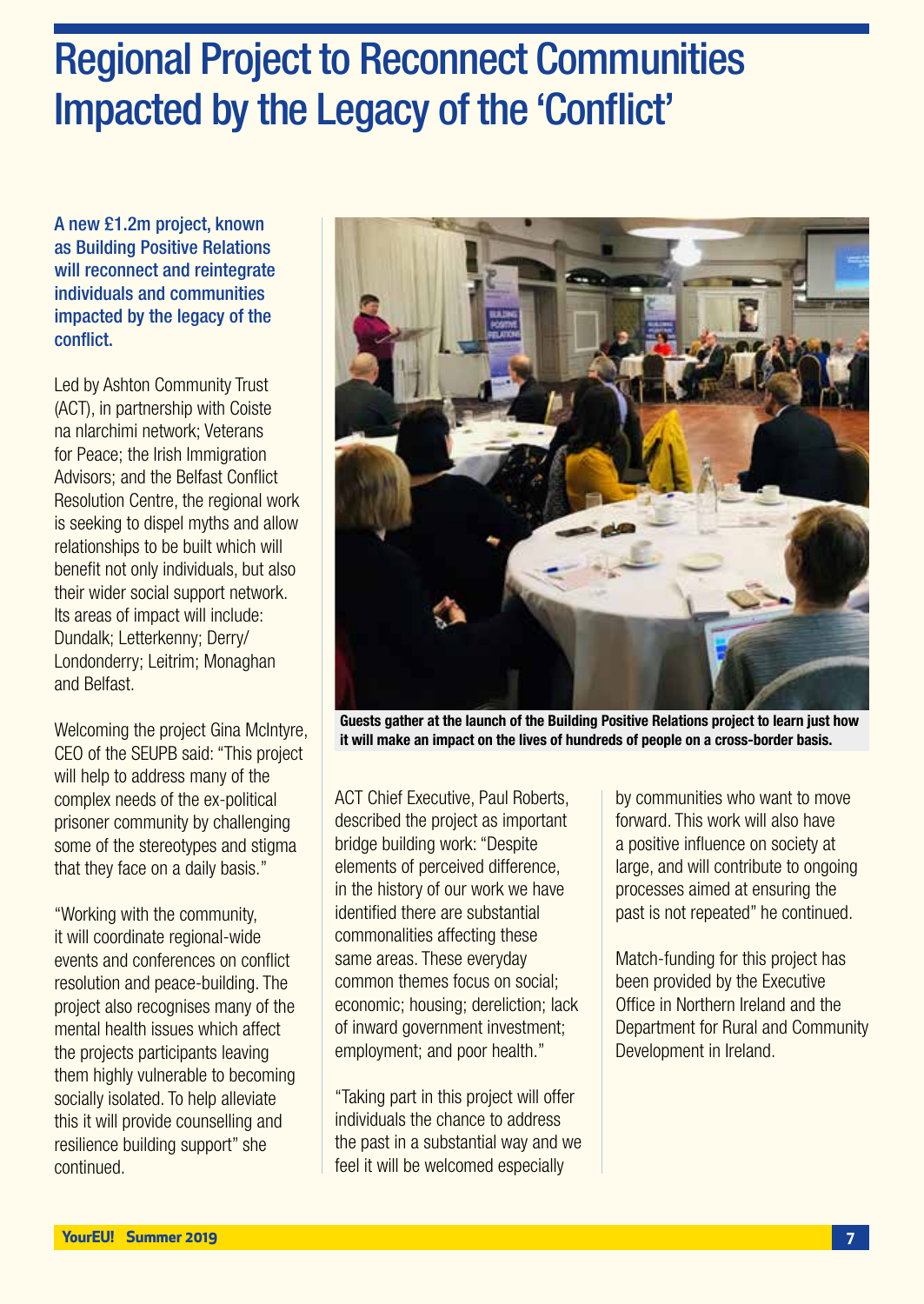# Regional Project to Reconnect Communities Impacted by the Legacy of the 'Conflict'

**A new £1.2m project, known as Building Positive Relations will reconnect and reintegrate individuals and communities impacted by the legacy of the conflict.**

Led by Ashton Community Trust (ACT), in partnership with Coiste na nIarchimi network; Veterans for Peace; the Irish Immigration Advisors; and the Belfast Conflict Resolution Centre, the regional work is seeking to dispel myths and allow relationships to be built which will benefit not only individuals, but also their wider social support network. Its areas of impact will include: Dundalk; Letterkenny; Derry/Londonderry; Leitrim; Monaghan and Belfast.

Welcoming the project Gina McIntyre, CEO of the SEUPB said: "This project will help to address many of the complex needs of the ex-political prisoner community by challenging some of the stereotypes and stigma that they face on a daily basis."

"Working with the community, it will coordinate regional-wide events and conferences on conflict resolution and peace-building. The project also recognises many of the mental health issues which affect the projects participants leaving them highly vulnerable to becoming socially isolated. To help alleviate this it will provide counselling and resilience building support" she continued.

**Guests gather at the launch of the Building Positive Relations project to learn just how it will make an impact on the lives of hundreds of people on a cross-border basis.**

ACT Chief Executive, Paul Roberts, described the project as important bridge building work: "Despite elements of perceived difference, in the history of our work we have identified there are substantial commonalities affecting these same areas. These everyday common themes focus on social; economic; housing; dereliction; lack of inward government investment; employment; and poor health."

"Taking part in this project will offer individuals the chance to address the past in a substantial way and we feel it will be welcomed especially by communities who want to move forward. This work will also have a positive influence on society at large, and will contribute to ongoing processes aimed at ensuring the past is not repeated" he continued.

Match-funding for this project has been provided by the Executive Office in Northern Ireland and the Department for Rural and Community Development in Ireland.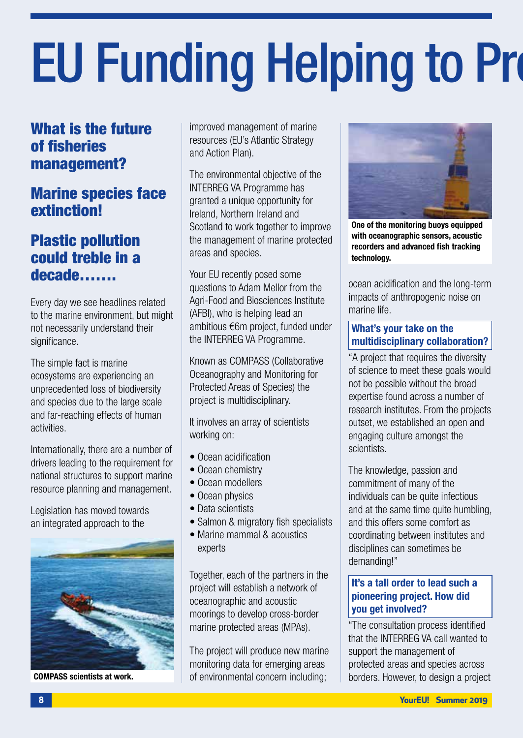# EU Funding Helping to Pr

## What is the future of fisheries management?

## Marine species face extinction!

## Plastic pollution could treble in a decade.......

Every day we see headlines related to the marine environment, but might not necessarily understand their significance.

The simple fact is marine ecosystems are experiencing an unprecedented loss of biodiversity and species due to the large scale and far-reaching effects of human activities.

Internationally, there are a number of drivers leading to the requirement for national structures to support marine resource planning and management.

Legislation has moved towards an integrated approach to the improved management of marine resources (EU's Atlantic Strategy and Action Plan).

**COMPASS scientists at work.**

The environmental objective of the INTERREG VA Programme has granted a unique opportunity for Ireland, Northern Ireland and Scotland to work together to improve the management of marine protected areas and species.

Your EU recently posed some questions to Adam Mellor from the Agri-Food and Biosciences Institute (AFBI), who is helping lead an ambitious €6m project, funded under the INTERREG VA Programme.

Known as COMPASS (Collaborative Oceanography and Monitoring for Protected Areas of Species) the project is multidisciplinary.

It involves an array of scientists working on:

- Ocean acidification
- Ocean chemistry
- Ocean modellers
- Ocean physics
- Data scientists
- Salmon & migratory fish specialists
- Marine mammal & acoustics experts

Together, each of the partners in the project will establish a network of oceanographic and acoustic moorings to develop cross-border marine protected areas (MPAs).

The project will produce new marine monitoring data for emerging areas of environmental concern including; ocean acidification and the long-term impacts of anthropogenic noise on marine life.

**One of the monitoring buoys equipped with oceanographic sensors, acoustic recorders and advanced fish tracking technology.**

### What's your take on the multidisciplinary collaboration?

"A project that requires the diversity of science to meet these goals would not be possible without the broad expertise found across a number of research institutes. From the projects outset, we established an open and engaging culture amongst the scientists.

The knowledge, passion and commitment of many of the individuals can be quite infectious and at the same time quite humbling, and this offers some comfort as coordinating between institutes and disciplines can sometimes be demanding!"

### It's a tall order to lead such a pioneering project. How did you get involved?

"The consultation process identified that the INTERREG VA call wanted to support the management of protected areas and species across borders. However, to design a project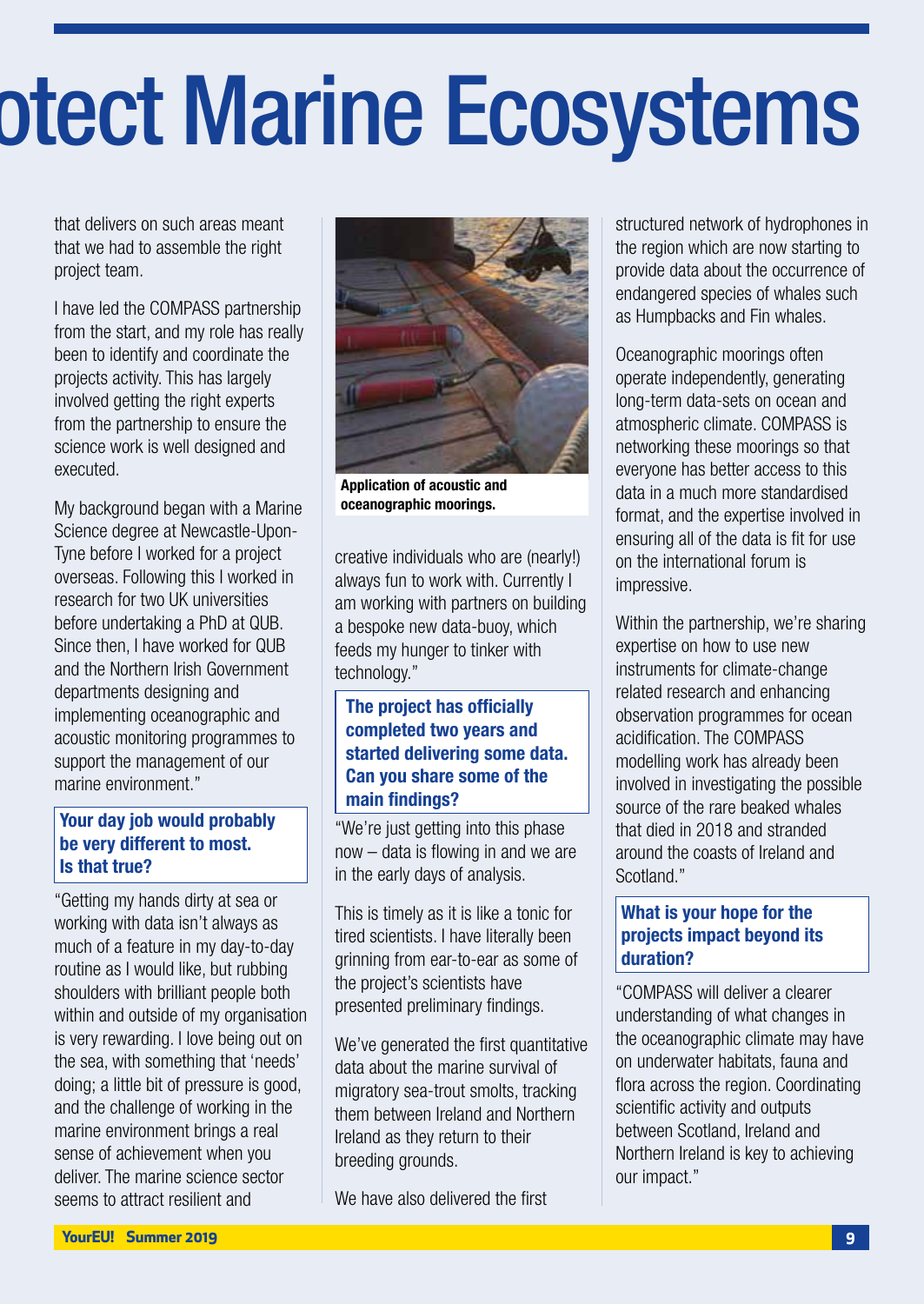# otect Marine Ecosystems

that delivers on such areas meant that we had to assemble the right project team.

I have led the COMPASS partnership from the start, and my role has really been to identify and coordinate the projects activity. This has largely involved getting the right experts from the partnership to ensure the science work is well designed and executed.

My background began with a Marine Science degree at Newcastle-Upon-Tyne before I worked for a project overseas. Following this I worked in research for two UK universities before undertaking a PhD at QUB. Since then, I have worked for QUB and the Northern Irish Government departments designing and implementing oceanographic and acoustic monitoring programmes to support the management of our marine environment."

**Your day job would probably be very different to most. Is that true?**

"Getting my hands dirty at sea or working with data isn't always as much of a feature in my day-to-day routine as I would like, but rubbing shoulders with brilliant people both within and outside of my organisation is very rewarding. I love being out on the sea, with something that 'needs' doing; a little bit of pressure is good, and the challenge of working in the marine environment brings a real sense of achievement when you deliver. The marine science sector seems to attract resilient and creative individuals who are (nearly!) always fun to work with. Currently I am working with partners on building a bespoke new data-buoy, which feeds my hunger to tinker with technology."

**Application of acoustic and oceanographic moorings.**

**The project has officially completed two years and started delivering some data. Can you share some of the main findings?**

"We're just getting into this phase now – data is flowing in and we are in the early days of analysis.

This is timely as it is like a tonic for tired scientists. I have literally been grinning from ear-to-ear as some of the project's scientists have presented preliminary findings.

We've generated the first quantitative data about the marine survival of migratory sea-trout smolts, tracking them between Ireland and Northern Ireland as they return to their breeding grounds.

We have also delivered the first structured network of hydrophones in the region which are now starting to provide data about the occurrence of endangered species of whales such as Humpbacks and Fin whales.

Oceanographic moorings often operate independently, generating long-term data-sets on ocean and atmospheric climate. COMPASS is networking these moorings so that everyone has better access to this data in a much more standardised format, and the expertise involved in ensuring all of the data is fit for use on the international forum is impressive.

Within the partnership, we're sharing expertise on how to use new instruments for climate-change related research and enhancing observation programmes for ocean acidification. The COMPASS modelling work has already been involved in investigating the possible source of the rare beaked whales that died in 2018 and stranded around the coasts of Ireland and Scotland."

**What is your hope for the projects impact beyond its duration?**

"COMPASS will deliver a clearer understanding of what changes in the oceanographic climate may have on underwater habitats, fauna and flora across the region. Coordinating scientific activity and outputs between Scotland, Ireland and Northern Ireland is key to achieving our impact."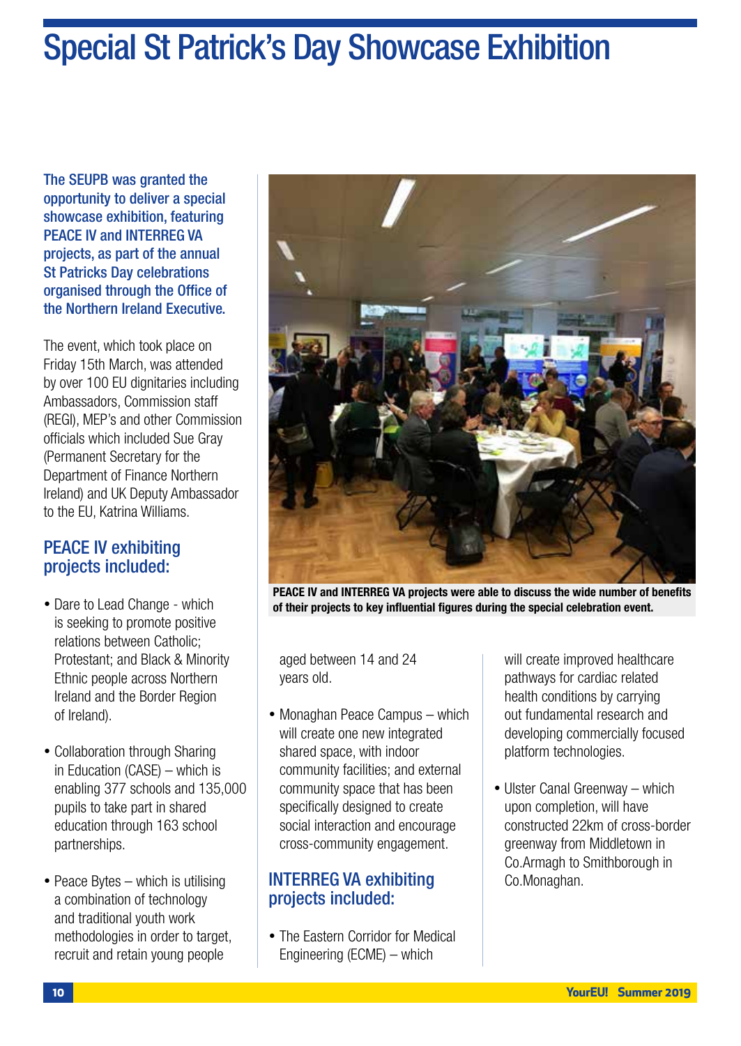# Special St Patrick's Day Showcase Exhibition

**The SEUPB was granted the opportunity to deliver a special showcase exhibition, featuring PEACE IV and INTERREG VA projects, as part of the annual St Patricks Day celebrations organised through the Office of the Northern Ireland Executive.**

The event, which took place on Friday 15th March, was attended by over 100 EU dignitaries including Ambassadors, Commission staff (REGI), MEP's and other Commission officials which included Sue Gray (Permanent Secretary for the Department of Finance Northern Ireland) and UK Deputy Ambassador to the EU, Katrina Williams.

**PEACE IV and INTERREG VA projects were able to discuss the wide number of benefits of their projects to key influential figures during the special celebration event.**

## PEACE IV exhibiting projects included:

- Dare to Lead Change - which is seeking to promote positive relations between Catholic; Protestant; and Black & Minority Ethnic people across Northern Ireland and the Border Region of Ireland).
- Collaboration through Sharing in Education (CASE) – which is enabling 377 schools and 135,000 pupils to take part in shared education through 163 school partnerships.
- Peace Bytes – which is utilising a combination of technology and traditional youth work methodologies in order to target, recruit and retain young people aged between 14 and 24 years old.
- Monaghan Peace Campus – which will create one new integrated shared space, with indoor community facilities; and external community space that has been specifically designed to create social interaction and encourage cross-community engagement.

## INTERREG VA exhibiting projects included:

- The Eastern Corridor for Medical Engineering (ECME) – which will create improved healthcare pathways for cardiac related health conditions by carrying out fundamental research and developing commercially focused platform technologies.
- Ulster Canal Greenway – which upon completion, will have constructed 22km of cross-border greenway from Middletown in Co.Armagh to Smithborough in Co.Monaghan.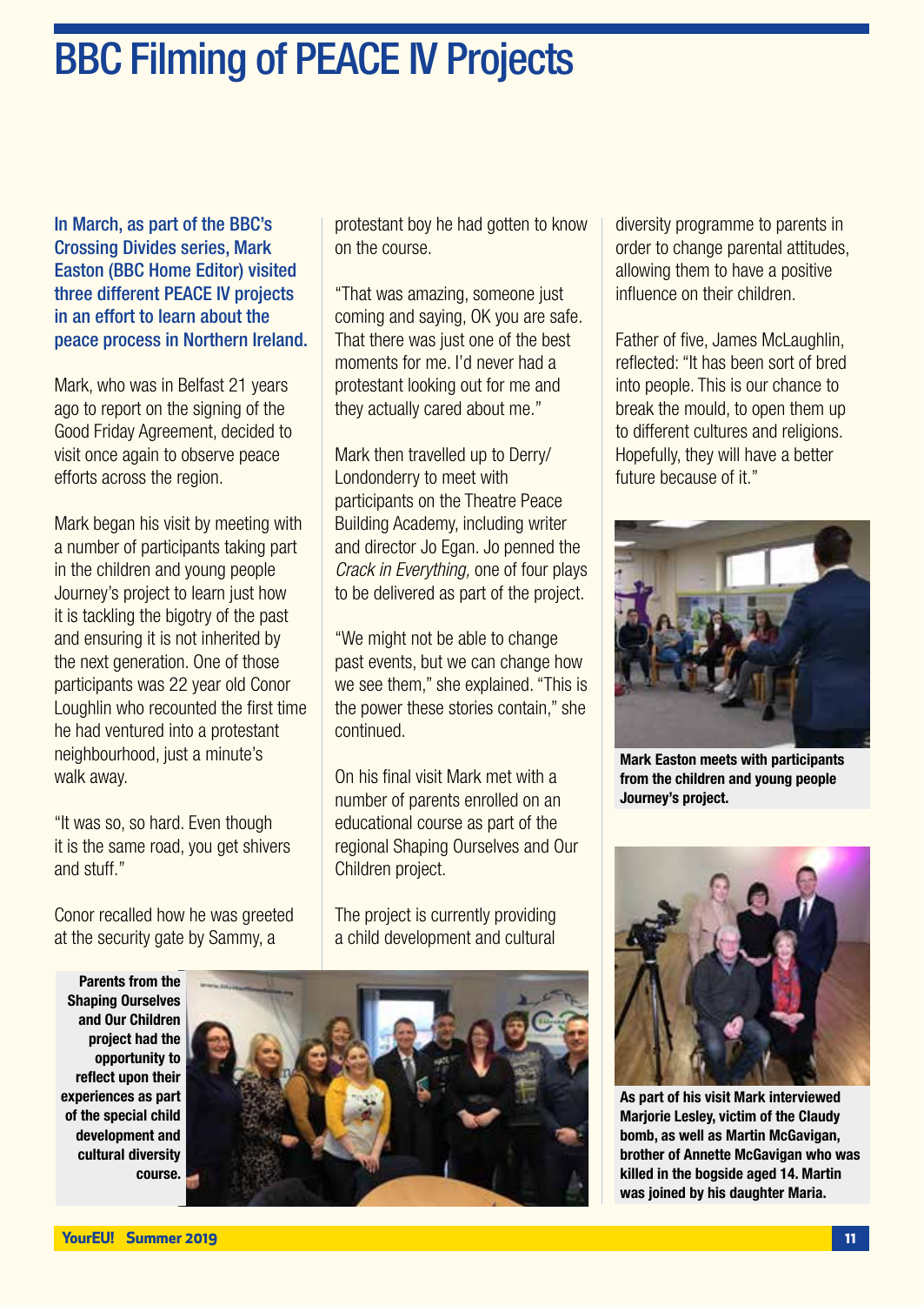# BBC Filming of PEACE IV Projects

**In March, as part of the BBC's Crossing Divides series, Mark Easton (BBC Home Editor) visited three different PEACE IV projects in an effort to learn about the peace process in Northern Ireland.**

Mark, who was in Belfast 21 years ago to report on the signing of the Good Friday Agreement, decided to visit once again to observe peace efforts across the region.

Mark began his visit by meeting with a number of participants taking part in the children and young people Journey's project to learn just how it is tackling the bigotry of the past and ensuring it is not inherited by the next generation. One of those participants was 22 year old Conor Loughlin who recounted the first time he had ventured into a protestant neighbourhood, just a minute's walk away.

"It was so, so hard. Even though it is the same road, you get shivers and stuff."

Conor recalled how he was greeted at the security gate by Sammy, a protestant boy he had gotten to know on the course.

"That was amazing, someone just coming and saying, OK you are safe. That there was just one of the best moments for me. I'd never had a protestant looking out for me and they actually cared about me."

Mark then travelled up to Derry/Londonderry to meet with participants on the Theatre Peace Building Academy, including writer and director Jo Egan. Jo penned the *Crack in Everything,* one of four plays to be delivered as part of the project.

"We might not be able to change past events, but we can change how we see them," she explained. "This is the power these stories contain," she continued.

On his final visit Mark met with a number of parents enrolled on an educational course as part of the regional Shaping Ourselves and Our Children project.

The project is currently providing a child development and cultural diversity programme to parents in order to change parental attitudes, allowing them to have a positive influence on their children.

Father of five, James McLaughlin, reflected: "It has been sort of bred into people. This is our chance to break the mould, to open them up to different cultures and religions. Hopefully, they will have a better future because of it."

**Mark Easton meets with participants from the children and young people Journey's project.**

**As part of his visit Mark interviewed Marjorie Lesley, victim of the Claudy bomb, as well as Martin McGavigan, brother of Annette McGavigan who was killed in the bogside aged 14. Martin was joined by his daughter Maria.**

**Parents from the Shaping Ourselves and Our Children project had the opportunity to reflect upon their experiences as part of the special child development and cultural diversity course.**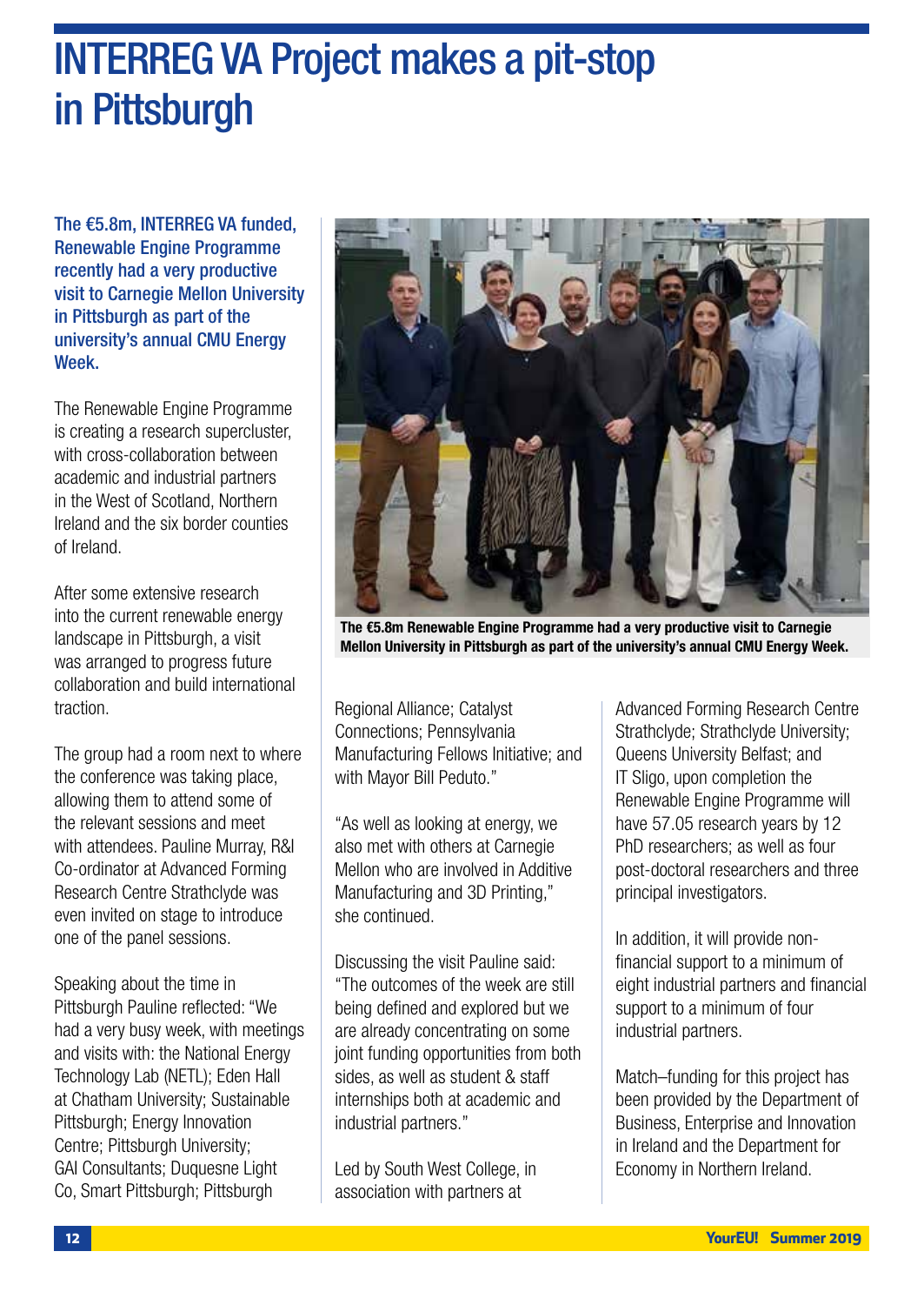# INTERREG VA Project makes a pit-stop in Pittsburgh

**The €5.8m, INTERREG VA funded, Renewable Engine Programme recently had a very productive visit to Carnegie Mellon University in Pittsburgh as part of the university's annual CMU Energy Week.**

The Renewable Engine Programme is creating a research supercluster, with cross-collaboration between academic and industrial partners in the West of Scotland, Northern Ireland and the six border counties of Ireland.

After some extensive research into the current renewable energy landscape in Pittsburgh, a visit was arranged to progress future collaboration and build international traction.

The group had a room next to where the conference was taking place, allowing them to attend some of the relevant sessions and meet with attendees. Pauline Murray, R&I Co-ordinator at Advanced Forming Research Centre Strathclyde was even invited on stage to introduce one of the panel sessions.

Speaking about the time in Pittsburgh Pauline reflected: "We had a very busy week, with meetings and visits with: the National Energy Technology Lab (NETL); Eden Hall at Chatham University; Sustainable Pittsburgh; Energy Innovation Centre; Pittsburgh University; GAI Consultants; Duquesne Light Co, Smart Pittsburgh; Pittsburgh Regional Alliance; Catalyst Connections; Pennsylvania Manufacturing Fellows Initiative; and with Mayor Bill Peduto."

**The €5.8m Renewable Engine Programme had a very productive visit to Carnegie Mellon University in Pittsburgh as part of the university's annual CMU Energy Week.**

"As well as looking at energy, we also met with others at Carnegie Mellon who are involved in Additive Manufacturing and 3D Printing," she continued.

Discussing the visit Pauline said: "The outcomes of the week are still being defined and explored but we are already concentrating on some joint funding opportunities from both sides, as well as student & staff internships both at academic and industrial partners."

Led by South West College, in association with partners at Advanced Forming Research Centre Strathclyde; Strathclyde University; Queens University Belfast; and IT Sligo, upon completion the Renewable Engine Programme will have 57.05 research years by 12 PhD researchers; as well as four post-doctoral researchers and three principal investigators.

In addition, it will provide non-financial support to a minimum of eight industrial partners and financial support to a minimum of four industrial partners.

Match–funding for this project has been provided by the Department of Business, Enterprise and Innovation in Ireland and the Department for Economy in Northern Ireland.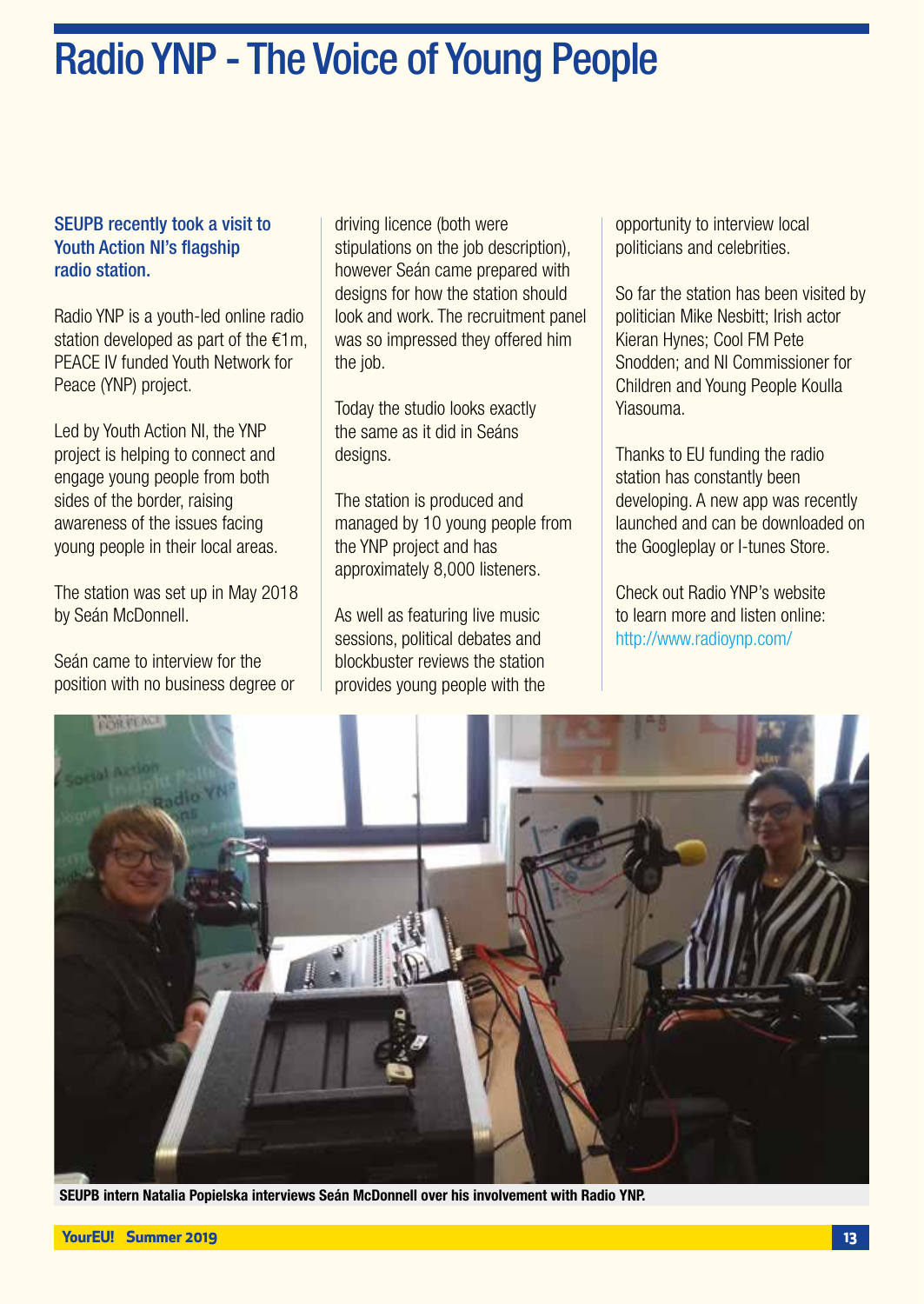# Radio YNP - The Voice of Young People

**SEUPB recently took a visit to Youth Action NI's flagship radio station.**

Radio YNP is a youth-led online radio station developed as part of the €1m, PEACE IV funded Youth Network for Peace (YNP) project.

Led by Youth Action NI, the YNP project is helping to connect and engage young people from both sides of the border, raising awareness of the issues facing young people in their local areas.

The station was set up in May 2018 by Seán McDonnell.

Seán came to interview for the position with no business degree or driving licence (both were stipulations on the job description), however Seán came prepared with designs for how the station should look and work. The recruitment panel was so impressed they offered him the job.

Today the studio looks exactly the same as it did in Seáns designs.

The station is produced and managed by 10 young people from the YNP project and has approximately 8,000 listeners.

As well as featuring live music sessions, political debates and blockbuster reviews the station provides young people with the opportunity to interview local politicians and celebrities.

So far the station has been visited by politician Mike Nesbitt; Irish actor Kieran Hynes; Cool FM Pete Snodden; and NI Commissioner for Children and Young People Koulla Yiasouma.

Thanks to EU funding the radio station has constantly been developing. A new app was recently launched and can be downloaded on the Googleplay or I-tunes Store.

Check out Radio YNP's website to learn more and listen online: http://www.radioynp.com/

**SEUPB intern Natalia Popielska interviews Seán McDonnell over his involvement with Radio YNP.**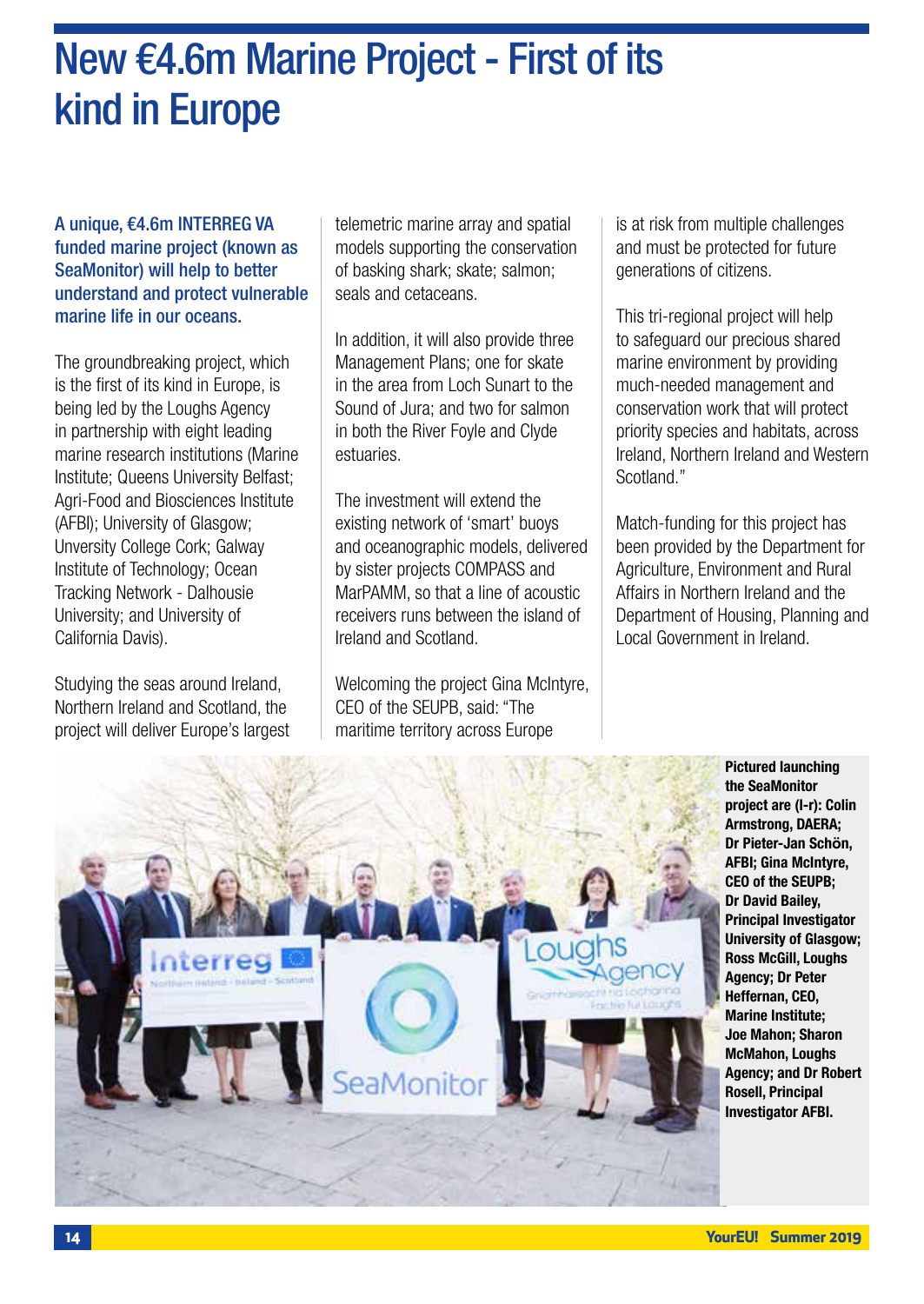# New €4.6m Marine Project - First of its kind in Europe

**A unique, €4.6m INTERREG VA funded marine project (known as SeaMonitor) will help to better understand and protect vulnerable marine life in our oceans.**

The groundbreaking project, which is the first of its kind in Europe, is being led by the Loughs Agency in partnership with eight leading marine research institutions (Marine Institute; Queens University Belfast; Agri-Food and Biosciences Institute (AFBI); University of Glasgow; Unversity College Cork; Galway Institute of Technology; Ocean Tracking Network - Dalhousie University; and University of California Davis).

Studying the seas around Ireland, Northern Ireland and Scotland, the project will deliver Europe's largest telemetric marine array and spatial models supporting the conservation of basking shark; skate; salmon; seals and cetaceans.

In addition, it will also provide three Management Plans; one for skate in the area from Loch Sunart to the Sound of Jura; and two for salmon in both the River Foyle and Clyde estuaries.

The investment will extend the existing network of 'smart' buoys and oceanographic models, delivered by sister projects COMPASS and MarPAMM, so that a line of acoustic receivers runs between the island of Ireland and Scotland.

Welcoming the project Gina McIntyre, CEO of the SEUPB, said: "The maritime territory across Europe is at risk from multiple challenges and must be protected for future generations of citizens.

This tri-regional project will help to safeguard our precious shared marine environment by providing much-needed management and conservation work that will protect priority species and habitats, across Ireland, Northern Ireland and Western Scotland."

Match-funding for this project has been provided by the Department for Agriculture, Environment and Rural Affairs in Northern Ireland and the Department of Housing, Planning and Local Government in Ireland.

**Pictured launching the SeaMonitor project are (l-r): Colin Armstrong, DAERA; Dr Pieter-Jan Schön, AFBI; Gina McIntyre, CEO of the SEUPB; Dr David Bailey, Principal Investigator University of Glasgow; Ross McGill, Loughs Agency; Dr Peter Heffernan, CEO, Marine Institute; Joe Mahon; Sharon McMahon, Loughs Agency; and Dr Robert Rosell, Principal Investigator AFBI.**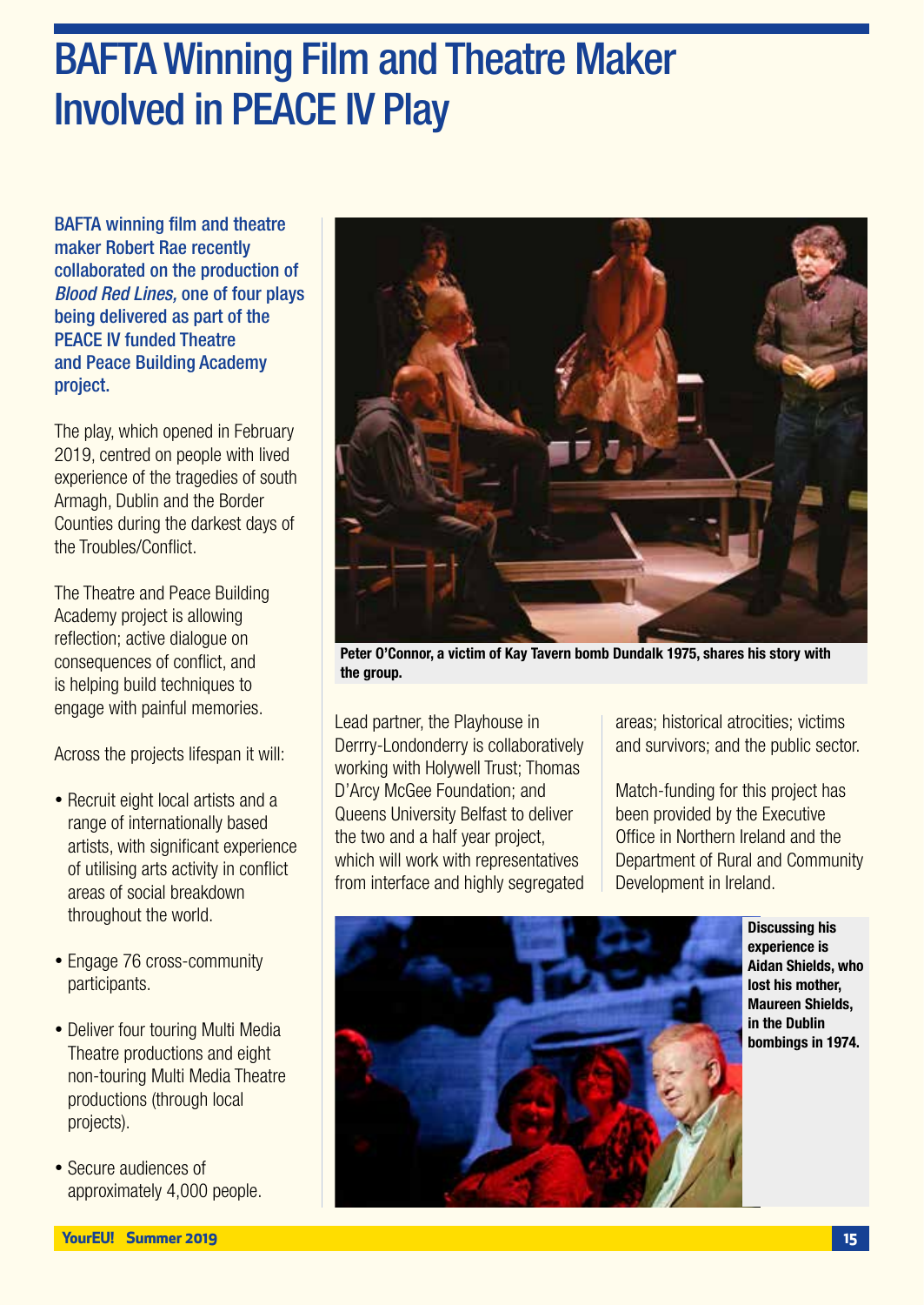# BAFTA Winning Film and Theatre Maker Involved in PEACE IV Play

**BAFTA winning film and theatre maker Robert Rae recently collaborated on the production of *Blood Red Lines,* one of four plays being delivered as part of the PEACE IV funded Theatre and Peace Building Academy project.**

The play, which opened in February 2019, centred on people with lived experience of the tragedies of south Armagh, Dublin and the Border Counties during the darkest days of the Troubles/Conflict.

The Theatre and Peace Building Academy project is allowing reflection; active dialogue on consequences of conflict, and is helping build techniques to engage with painful memories.

Across the projects lifespan it will:

- Recruit eight local artists and a range of internationally based artists, with significant experience of utilising arts activity in conflict areas of social breakdown throughout the world.
- Engage 76 cross-community participants.
- Deliver four touring Multi Media Theatre productions and eight non-touring Multi Media Theatre productions (through local projects).
- Secure audiences of approximately 4,000 people.

**Peter O'Connor, a victim of Kay Tavern bomb Dundalk 1975, shares his story with the group.**

Lead partner, the Playhouse in Derrry-Londonderry is collaboratively working with Holywell Trust; Thomas D'Arcy McGee Foundation; and Queens University Belfast to deliver the two and a half year project, which will work with representatives from interface and highly segregated areas; historical atrocities; victims and survivors; and the public sector.

Match-funding for this project has been provided by the Executive Office in Northern Ireland and the Department of Rural and Community Development in Ireland.

**Discussing his experience is Aidan Shields, who lost his mother, Maureen Shields, in the Dublin bombings in 1974.**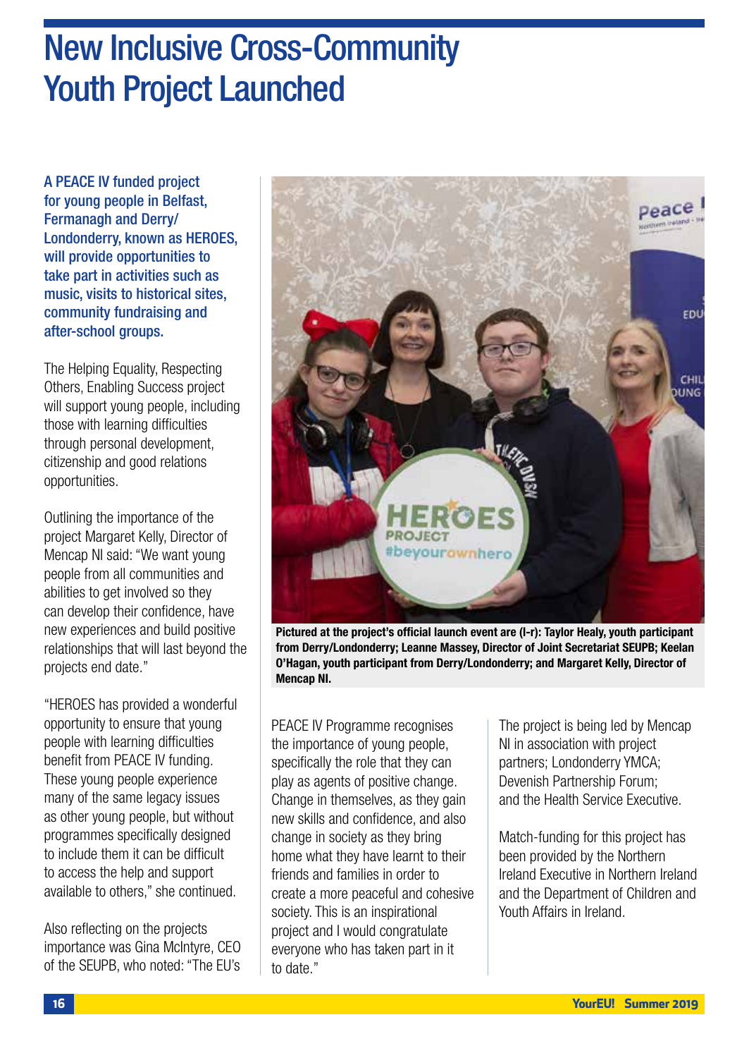# New Inclusive Cross-Community Youth Project Launched

**A PEACE IV funded project for young people in Belfast, Fermanagh and Derry/Londonderry, known as HEROES, will provide opportunities to take part in activities such as music, visits to historical sites, community fundraising and after-school groups.**

The Helping Equality, Respecting Others, Enabling Success project will support young people, including those with learning difficulties through personal development, citizenship and good relations opportunities.

Outlining the importance of the project Margaret Kelly, Director of Mencap NI said: "We want young people from all communities and abilities to get involved so they can develop their confidence, have new experiences and build positive relationships that will last beyond the projects end date."

"HEROES has provided a wonderful opportunity to ensure that young people with learning difficulties benefit from PEACE IV funding. These young people experience many of the same legacy issues as other young people, but without programmes specifically designed to include them it can be difficult to access the help and support available to others," she continued.

Also reflecting on the projects importance was Gina McIntyre, CEO of the SEUPB, who noted: "The EU's PEACE IV Programme recognises the importance of young people, specifically the role that they can play as agents of positive change. Change in themselves, as they gain new skills and confidence, and also change in society as they bring home what they have learnt to their friends and families in order to create a more peaceful and cohesive society. This is an inspirational project and I would congratulate everyone who has taken part in it to date."

**Pictured at the project's official launch event are (l-r): Taylor Healy, youth participant from Derry/Londonderry; Leanne Massey, Director of Joint Secretariat SEUPB; Keelan O'Hagan, youth participant from Derry/Londonderry; and Margaret Kelly, Director of Mencap NI.**

The project is being led by Mencap NI in association with project partners; Londonderry YMCA; Devenish Partnership Forum; and the Health Service Executive.

Match-funding for this project has been provided by the Northern Ireland Executive in Northern Ireland and the Department of Children and Youth Affairs in Ireland.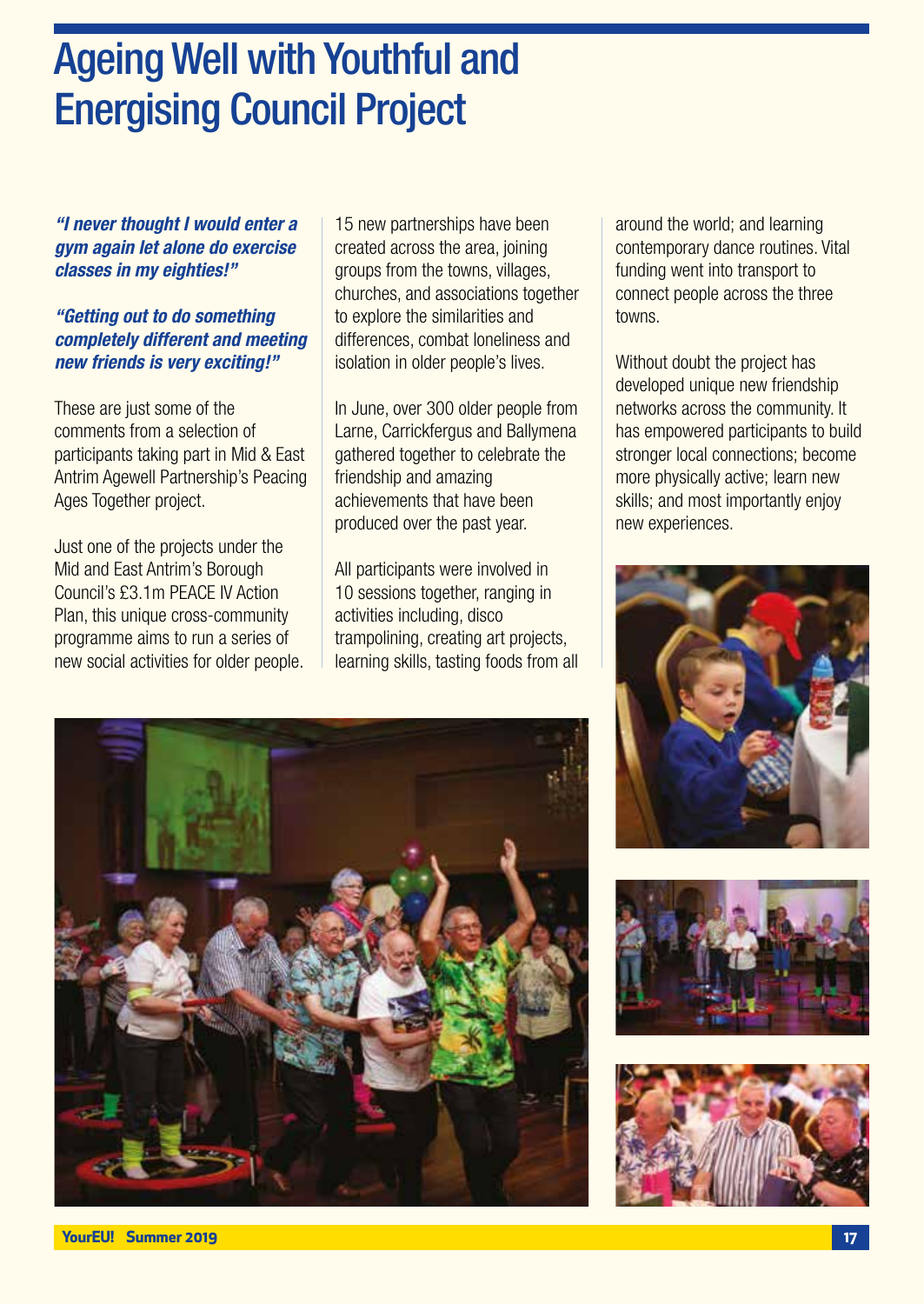# Ageing Well with Youthful and Energising Council Project

***"I never thought I would enter a gym again let alone do exercise classes in my eighties!"***

***"Getting out to do something completely different and meeting new friends is very exciting!"***

These are just some of the comments from a selection of participants taking part in Mid & East Antrim Agewell Partnership's Peacing Ages Together project.

Just one of the projects under the Mid and East Antrim's Borough Council's £3.1m PEACE IV Action Plan, this unique cross-community programme aims to run a series of new social activities for older people.

15 new partnerships have been created across the area, joining groups from the towns, villages, churches, and associations together to explore the similarities and differences, combat loneliness and isolation in older people's lives.

In June, over 300 older people from Larne, Carrickfergus and Ballymena gathered together to celebrate the friendship and amazing achievements that have been produced over the past year.

All participants were involved in 10 sessions together, ranging in activities including, disco trampolining, creating art projects, learning skills, tasting foods from all around the world; and learning contemporary dance routines. Vital funding went into transport to connect people across the three towns.

Without doubt the project has developed unique new friendship networks across the community. It has empowered participants to build stronger local connections; become more physically active; learn new skills; and most importantly enjoy new experiences.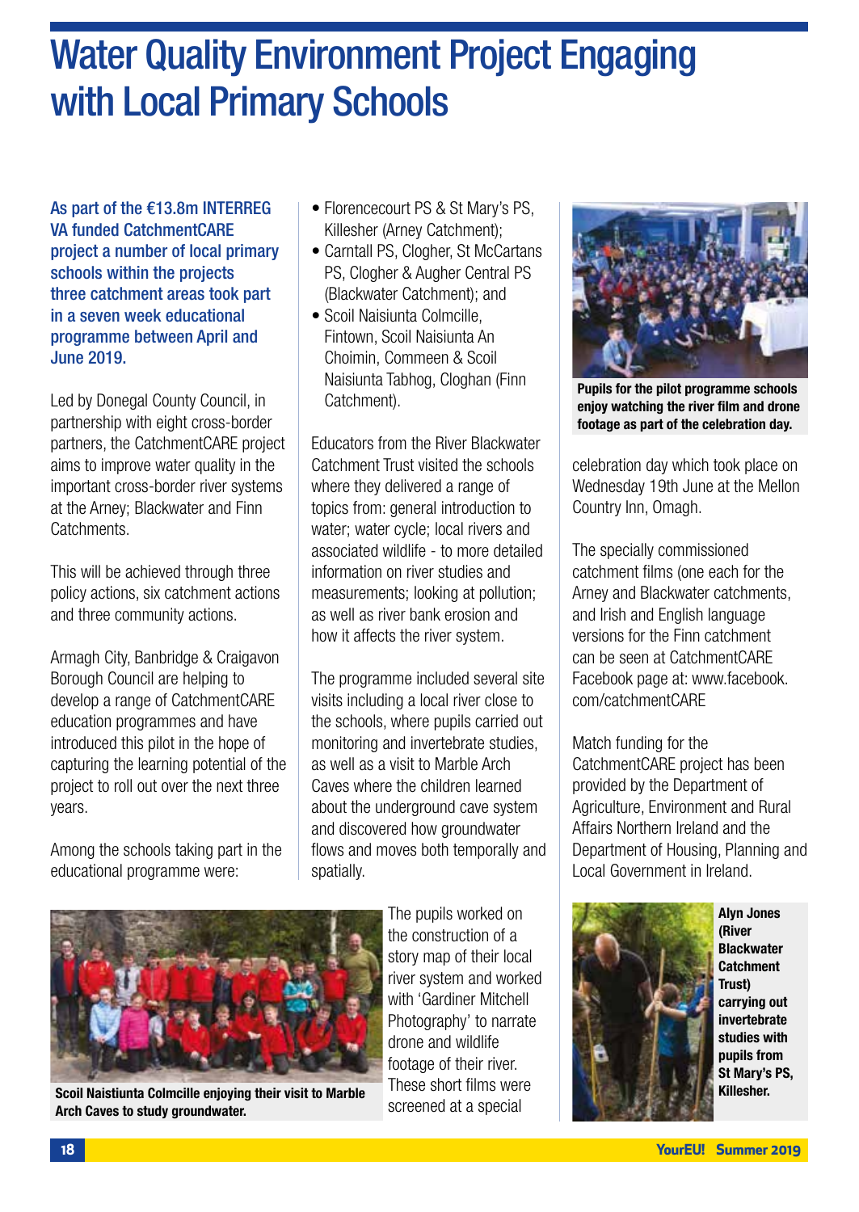# Water Quality Environment Project Engaging with Local Primary Schools

**As part of the €13.8m INTERREG VA funded CatchmentCARE project a number of local primary schools within the projects three catchment areas took part in a seven week educational programme between April and June 2019.**

Led by Donegal County Council, in partnership with eight cross-border partners, the CatchmentCARE project aims to improve water quality in the important cross-border river systems at the Arney; Blackwater and Finn Catchments.

This will be achieved through three policy actions, six catchment actions and three community actions.

Armagh City, Banbridge & Craigavon Borough Council are helping to develop a range of CatchmentCARE education programmes and have introduced this pilot in the hope of capturing the learning potential of the project to roll out over the next three years.

Among the schools taking part in the educational programme were:

- Florencecourt PS & St Mary's PS, Killesher (Arney Catchment);
- Carntall PS, Clogher, St McCartans PS, Clogher & Augher Central PS (Blackwater Catchment); and
- Scoil Naisiunta Colmcille, Fintown, Scoil Naisiunta An Choimin, Commeen & Scoil Naisiunta Tabhog, Cloghan (Finn Catchment).

Educators from the River Blackwater Catchment Trust visited the schools where they delivered a range of topics from: general introduction to water; water cycle; local rivers and associated wildlife - to more detailed information on river studies and measurements; looking at pollution; as well as river bank erosion and how it affects the river system.

The programme included several site visits including a local river close to the schools, where pupils carried out monitoring and invertebrate studies, as well as a visit to Marble Arch Caves where the children learned about the underground cave system and discovered how groundwater flows and moves both temporally and spatially.

**Scoil Naistiunta Colmcille enjoying their visit to Marble Arch Caves to study groundwater.**

The pupils worked on the construction of a story map of their local river system and worked with 'Gardiner Mitchell Photography' to narrate drone and wildlife footage of their river. These short films were screened at a special celebration day which took place on Wednesday 19th June at the Mellon Country Inn, Omagh.

**Pupils for the pilot programme schools enjoy watching the river film and drone footage as part of the celebration day.**

The specially commissioned catchment films (one each for the Arney and Blackwater catchments, and Irish and English language versions for the Finn catchment can be seen at CatchmentCARE Facebook page at: www.facebook.com/catchmentCARE

Match funding for the CatchmentCARE project has been provided by the Department of Agriculture, Environment and Rural Affairs Northern Ireland and the Department of Housing, Planning and Local Government in Ireland.

**Alyn Jones (River Blackwater Catchment Trust) carrying out invertebrate studies with pupils from St Mary's PS, Killesher.**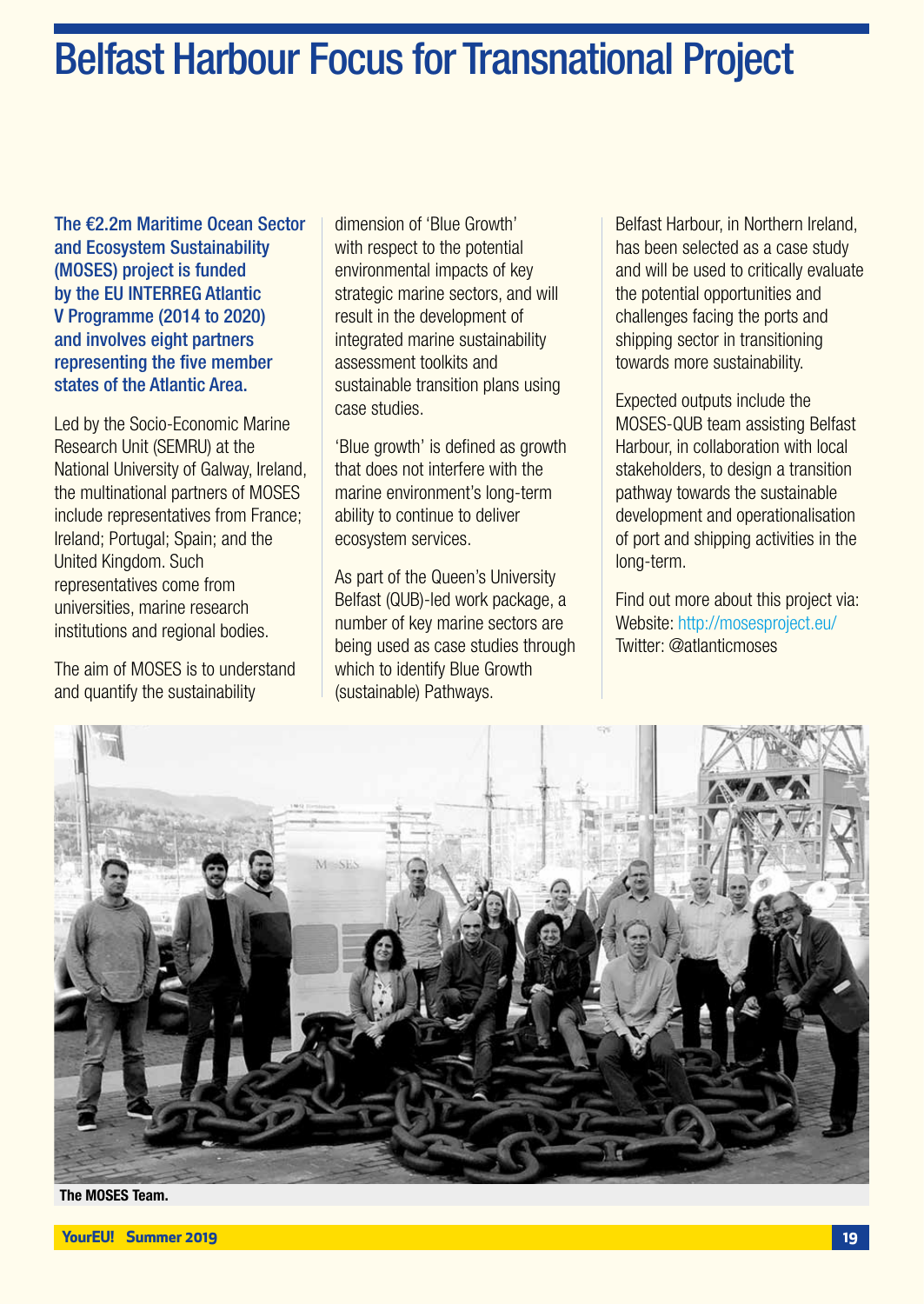# Belfast Harbour Focus for Transnational Project

**The €2.2m Maritime Ocean Sector and Ecosystem Sustainability (MOSES) project is funded by the EU INTERREG Atlantic V Programme (2014 to 2020) and involves eight partners representing the five member states of the Atlantic Area.**

Led by the Socio-Economic Marine Research Unit (SEMRU) at the National University of Galway, Ireland, the multinational partners of MOSES include representatives from France; Ireland; Portugal; Spain; and the United Kingdom. Such representatives come from universities, marine research institutions and regional bodies.

The aim of MOSES is to understand and quantify the sustainability dimension of 'Blue Growth' with respect to the potential environmental impacts of key strategic marine sectors, and will result in the development of integrated marine sustainability assessment toolkits and sustainable transition plans using case studies.

'Blue growth' is defined as growth that does not interfere with the marine environment's long-term ability to continue to deliver ecosystem services.

As part of the Queen's University Belfast (QUB)-led work package, a number of key marine sectors are being used as case studies through which to identify Blue Growth (sustainable) Pathways.

Belfast Harbour, in Northern Ireland, has been selected as a case study and will be used to critically evaluate the potential opportunities and challenges facing the ports and shipping sector in transitioning towards more sustainability.

Expected outputs include the MOSES-QUB team assisting Belfast Harbour, in collaboration with local stakeholders, to design a transition pathway towards the sustainable development and operationalisation of port and shipping activities in the long-term.

Find out more about this project via:
Website: http://mosesproject.eu/
Twitter: @atlanticmoses

**The MOSES Team.**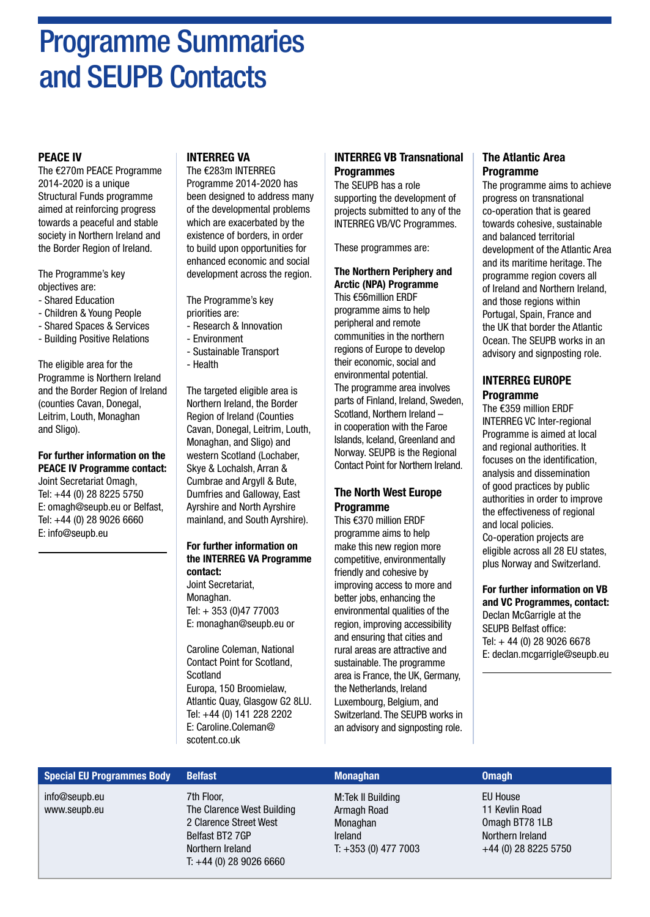# Programme Summaries and SEUPB Contacts

### PEACE IV

The €270m PEACE Programme 2014-2020 is a unique Structural Funds programme aimed at reinforcing progress towards a peaceful and stable society in Northern Ireland and the Border Region of Ireland.

The Programme's key objectives are:
- Shared Education
- Children & Young People
- Shared Spaces & Services
- Building Positive Relations

The eligible area for the Programme is Northern Ireland and the Border Region of Ireland (counties Cavan, Donegal, Leitrim, Louth, Monaghan and Sligo).

**For further information on the PEACE IV Programme contact:**
Joint Secretariat Omagh,
Tel: +44 (0) 28 8225 5750
E: omagh@seupb.eu or Belfast,
Tel: +44 (0) 28 9026 6660
E: info@seupb.eu

### INTERREG VA

The €283m INTERREG Programme 2014-2020 has been designed to address many of the developmental problems which are exacerbated by the existence of borders, in order to build upon opportunities for enhanced economic and social development across the region.

The Programme's key priorities are:
- Research & Innovation
- Environment
- Sustainable Transport
- Health

The targeted eligible area is Northern Ireland, the Border Region of Ireland (Counties Cavan, Donegal, Leitrim, Louth, Monaghan, and Sligo) and western Scotland (Lochaber, Skye & Lochalsh, Arran & Cumbrae and Argyll & Bute, Dumfries and Galloway, East Ayrshire and North Ayrshire mainland, and South Ayrshire).

**For further information on the INTERREG VA Programme contact:**
Joint Secretariat,
Monaghan.
Tel: + 353 (0)47 77003
E: monaghan@seupb.eu or

Caroline Coleman, National Contact Point for Scotland, Scotland
Europa, 150 Broomielaw, Atlantic Quay, Glasgow G2 8LU.
Tel: +44 (0) 141 228 2202
E: Caroline.Coleman@scotent.co.uk

### INTERREG VB Transnational Programmes

The SEUPB has a role supporting the development of projects submitted to any of the INTERREG VB/VC Programmes.

These programmes are:

**The Northern Periphery and Arctic (NPA) Programme**
This €56million ERDF programme aims to help peripheral and remote communities in the northern regions of Europe to develop their economic, social and environmental potential. The programme area involves parts of Finland, Ireland, Sweden, Scotland, Northern Ireland – in cooperation with the Faroe Islands, Iceland, Greenland and Norway. SEUPB is the Regional Contact Point for Northern Ireland.

### The North West Europe Programme

This €370 million ERDF programme aims to help make this new region more competitive, environmentally friendly and cohesive by improving access to more and better jobs, enhancing the environmental qualities of the region, improving accessibility and ensuring that cities and rural areas are attractive and sustainable. The programme area is France, the UK, Germany, the Netherlands, Ireland Luxembourg, Belgium, and Switzerland. The SEUPB works in an advisory and signposting role.

### The Atlantic Area Programme

The programme aims to achieve progress on transnational co-operation that is geared towards cohesive, sustainable and balanced territorial development of the Atlantic Area and its maritime heritage. The programme region covers all of Ireland and Northern Ireland, and those regions within Portugal, Spain, France and the UK that border the Atlantic Ocean. The SEUPB works in an advisory and signposting role.

### INTERREG EUROPE Programme

The €359 million ERDF INTERREG VC Inter-regional Programme is aimed at local and regional authorities. It focuses on the identification, analysis and dissemination of good practices by public authorities in order to improve the effectiveness of regional and local policies. Co-operation projects are eligible across all 28 EU states, plus Norway and Switzerland.

**For further information on VB and VC Programmes, contact:**
Declan McGarrigle at the SEUPB Belfast office:
Tel: + 44 (0) 28 9026 6678
E: declan.mcgarrigle@seupb.eu

| Special EU Programmes Body | Belfast | Monaghan | Omagh |
|---|---|---|---|
| info@seupb.eu<br>www.seupb.eu | 7th Floor,<br>The Clarence West Building<br>2 Clarence Street West<br>Belfast BT2 7GP<br>Northern Ireland<br>T: +44 (0) 28 9026 6660 | M:Tek II Building<br>Armagh Road<br>Monaghan<br>Ireland<br>T: +353 (0) 477 7003 | EU House<br>11 Kevlin Road<br>Omagh BT78 1LB<br>Northern Ireland<br>+44 (0) 28 8225 5750 |